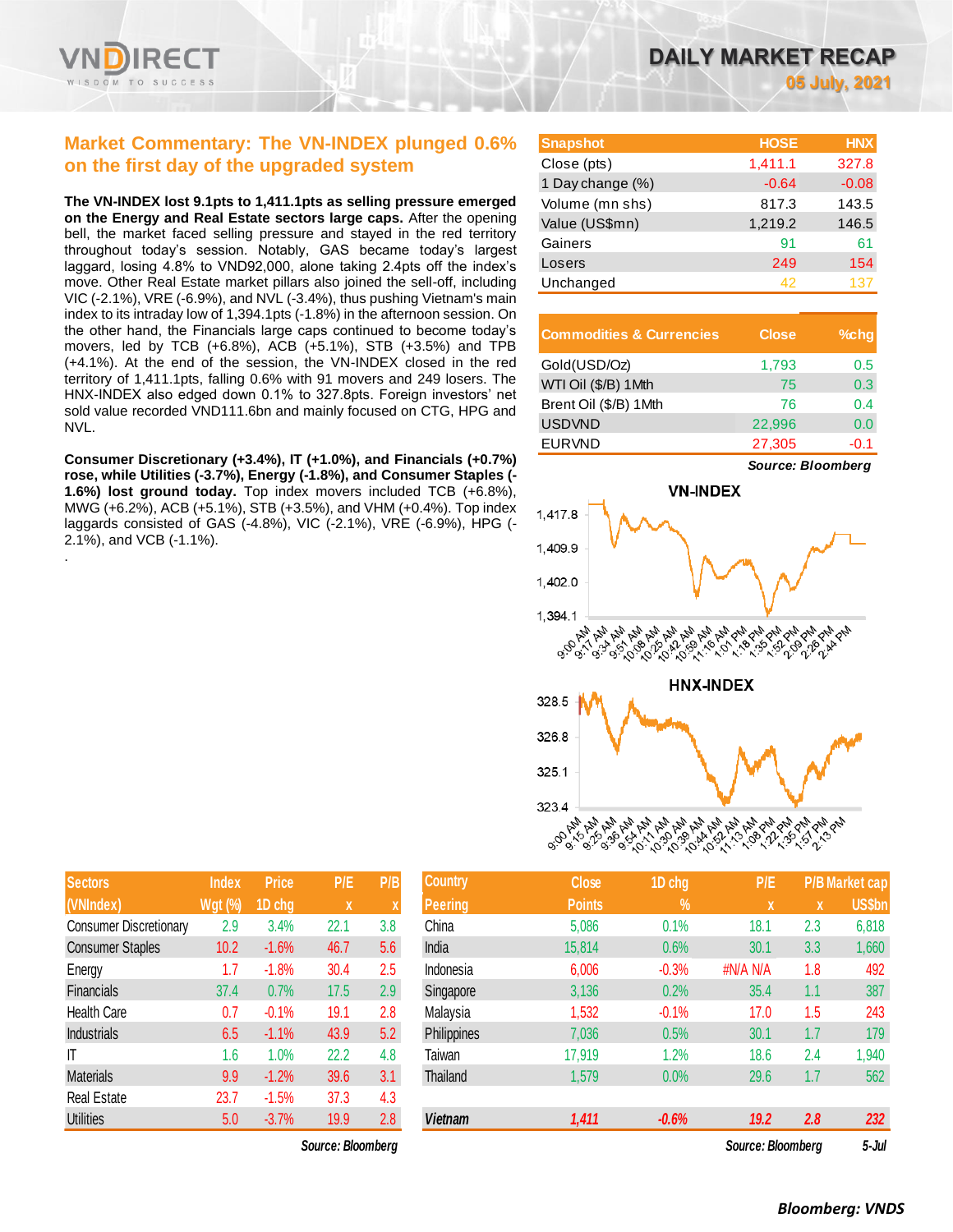# DAILY MARKET RECAP

**05 July, 2021**

## Market Commentary: The VN-INDEX plunged 0.6% on the first day of the upgraded system

**The VN-INDEX lost 9.1pts to 1,411.1pts as selling pressure emerged on the Energy and Real Estate sectors large caps.** After the opening bell, the market faced selling pressure and stayed in the red territory throughout today's session. Notably, GAS became today's largest laggard, losing 4.8% to VND92,000, alone taking 2.4pts off the index's move. Other Real Estate market pillars also joined the sell-off, including VIC (-2.1%), VRE (-6.9%), and NVL (-3.4%), thus pushing Vietnam's main index to its intraday low of 1,394.1pts (-1.8%) in the afternoon session. On the other hand, the Financials large caps continued to become today's movers, led by TCB (+6.8%), ACB (+5.1%), STB (+3.5%) and TPB (+4.1%). At the end of the session, the VN-INDEX closed in the red territory of 1,411.1pts, falling 0.6% with 91 movers and 249 losers. The HNX-INDEX also edged down 0.1% to 327.8pts. Foreign investors' net sold value recorded VND111.6bn and mainly focused on CTG, HPG and NVL.

**Consumer Discretionary (+3.4%), IT (+1.0%), and Financials (+0.7%) rose, while Utilities (-3.7%), Energy (-1.8%), and Consumer Staples (-1.6%) lost ground today.** Top index movers included TCB (+6.8%), MWG (+6.2%), ACB (+5.1%), STB (+3.5%), and VHM (+0.4%). Top index laggards consisted of GAS (-4.8%), VIC (-2.1%), VRE (-6.9%), HPG (-2.1%), and VCB (-1.1%).

.

| Snapshot | HOSE | HNX |
|---|---|---|
| Close (pts) | 1,411.1 | 327.8 |
| 1 Day change (%) | -0.64 | -0.08 |
| Volume (mn shs) | 817.3 | 143.5 |
| Value (US$mn) | 1,219.2 | 146.5 |
| Gainers | 91 | 61 |
| Losers | 249 | 154 |
| Unchanged | 42 | 137 |

| Commodities & Currencies | Close | %chg |
|---|---|---|
| Gold(USD/Oz) | 1,793 | 0.5 |
| WTI Oil ($/B) 1Mth | 75 | 0.3 |
| Brent Oil ($/B) 1Mth | 76 | 0.4 |
| USDVND | 22,996 | 0.0 |
| EURVND | 27,305 | -0.1 |

*Source: Bloomberg*

**VN-INDEX**

**HNX-INDEX**

| Sectors (VNIndex) | Index Wgt (%) | Price 1D chg | P/E x | P/B x |
|---|---|---|---|---|
| Consumer Discretionary | 2.9 | 3.4% | 22.1 | 3.8 |
| Consumer Staples | 10.2 | -1.6% | 46.7 | 5.6 |
| Energy | 1.7 | -1.8% | 30.4 | 2.5 |
| Financials | 37.4 | 0.7% | 17.5 | 2.9 |
| Health Care | 0.7 | -0.1% | 19.1 | 2.8 |
| Industrials | 6.5 | -1.1% | 43.9 | 5.2 |
| IT | 1.6 | 1.0% | 22.2 | 4.8 |
| Materials | 9.9 | -1.2% | 39.6 | 3.1 |
| Real Estate | 23.7 | -1.5% | 37.3 | 4.3 |
| Utilities | 5.0 | -3.7% | 19.9 | 2.8 |

*Source: Bloomberg*

| Country Peering | Close Points | 1D chg % | P/E x | P/B x | Market cap US$bn |
|---|---|---|---|---|---|
| China | 5,086 | 0.1% | 18.1 | 2.3 | 6,818 |
| India | 15,814 | 0.6% | 30.1 | 3.3 | 1,660 |
| Indonesia | 6,006 | -0.3% | #N/A N/A | 1.8 | 492 |
| Singapore | 3,136 | 0.2% | 35.4 | 1.1 | 387 |
| Malaysia | 1,532 | -0.1% | 17.0 | 1.5 | 243 |
| Philippines | 7,036 | 0.5% | 30.1 | 1.7 | 179 |
| Taiwan | 17,919 | 1.2% | 18.6 | 2.4 | 1,940 |
| Thailand | 1,579 | 0.0% | 29.6 | 1.7 | 562 |
| *Vietnam* | *1,411* | *-0.6%* | *19.2* | *2.8* | *232* |

*Source: Bloomberg* *5-Jul*

*Bloomberg: VNDS*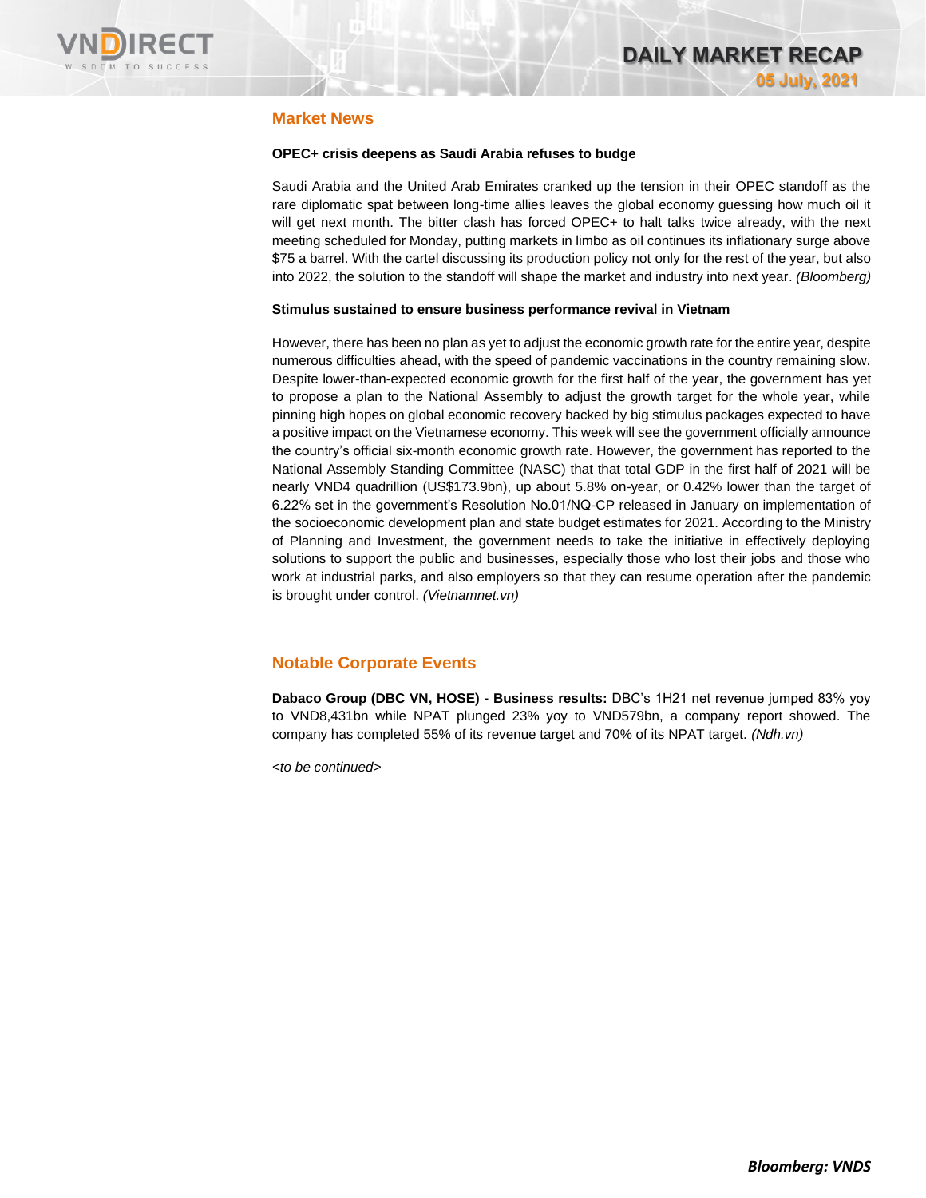## Market News

**OPEC+ crisis deepens as Saudi Arabia refuses to budge**

Saudi Arabia and the United Arab Emirates cranked up the tension in their OPEC standoff as the rare diplomatic spat between long-time allies leaves the global economy guessing how much oil it will get next month. The bitter clash has forced OPEC+ to halt talks twice already, with the next meeting scheduled for Monday, putting markets in limbo as oil continues its inflationary surge above $75 a barrel. With the cartel discussing its production policy not only for the rest of the year, but also into 2022, the solution to the standoff will shape the market and industry into next year. *(Bloomberg)*

**Stimulus sustained to ensure business performance revival in Vietnam**

However, there has been no plan as yet to adjust the economic growth rate for the entire year, despite numerous difficulties ahead, with the speed of pandemic vaccinations in the country remaining slow. Despite lower-than-expected economic growth for the first half of the year, the government has yet to propose a plan to the National Assembly to adjust the growth target for the whole year, while pinning high hopes on global economic recovery backed by big stimulus packages expected to have a positive impact on the Vietnamese economy. This week will see the government officially announce the country's official six-month economic growth rate. However, the government has reported to the National Assembly Standing Committee (NASC) that that total GDP in the first half of 2021 will be nearly VND4 quadrillion (US$173.9bn), up about 5.8% on-year, or 0.42% lower than the target of 6.22% set in the government's Resolution No.01/NQ-CP released in January on implementation of the socioeconomic development plan and state budget estimates for 2021. According to the Ministry of Planning and Investment, the government needs to take the initiative in effectively deploying solutions to support the public and businesses, especially those who lost their jobs and those who work at industrial parks, and also employers so that they can resume operation after the pandemic is brought under control. *(Vietnamnet.vn)*

## Notable Corporate Events

**Dabaco Group (DBC VN, HOSE) - Business results:** DBC's 1H21 net revenue jumped 83% yoy to VND8,431bn while NPAT plunged 23% yoy to VND579bn, a company report showed. The company has completed 55% of its revenue target and 70% of its NPAT target. *(Ndh.vn)*

*<to be continued>*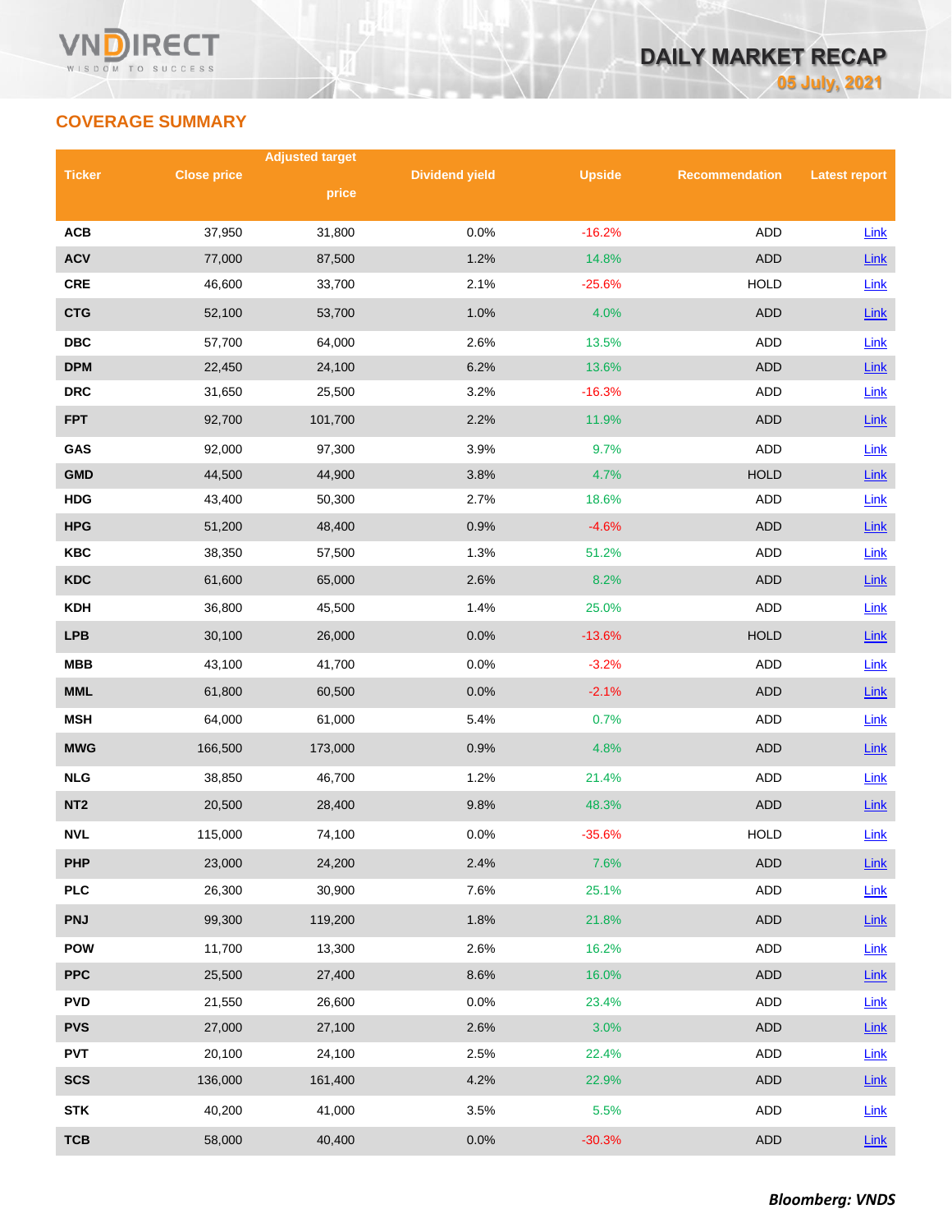## COVERAGE SUMMARY

| Ticker | Close price | Adjusted target price | Dividend yield | Upside | Recommendation | Latest report |
|---|---|---|---|---|---|---|
| ACB | 37,950 | 31,800 | 0.0% | -16.2% | ADD | Link |
| ACV | 77,000 | 87,500 | 1.2% | 14.8% | ADD | Link |
| CRE | 46,600 | 33,700 | 2.1% | -25.6% | HOLD | Link |
| CTG | 52,100 | 53,700 | 1.0% | 4.0% | ADD | Link |
| DBC | 57,700 | 64,000 | 2.6% | 13.5% | ADD | Link |
| DPM | 22,450 | 24,100 | 6.2% | 13.6% | ADD | Link |
| DRC | 31,650 | 25,500 | 3.2% | -16.3% | ADD | Link |
| FPT | 92,700 | 101,700 | 2.2% | 11.9% | ADD | Link |
| GAS | 92,000 | 97,300 | 3.9% | 9.7% | ADD | Link |
| GMD | 44,500 | 44,900 | 3.8% | 4.7% | HOLD | Link |
| HDG | 43,400 | 50,300 | 2.7% | 18.6% | ADD | Link |
| HPG | 51,200 | 48,400 | 0.9% | -4.6% | ADD | Link |
| KBC | 38,350 | 57,500 | 1.3% | 51.2% | ADD | Link |
| KDC | 61,600 | 65,000 | 2.6% | 8.2% | ADD | Link |
| KDH | 36,800 | 45,500 | 1.4% | 25.0% | ADD | Link |
| LPB | 30,100 | 26,000 | 0.0% | -13.6% | HOLD | Link |
| MBB | 43,100 | 41,700 | 0.0% | -3.2% | ADD | Link |
| MML | 61,800 | 60,500 | 0.0% | -2.1% | ADD | Link |
| MSH | 64,000 | 61,000 | 5.4% | 0.7% | ADD | Link |
| MWG | 166,500 | 173,000 | 0.9% | 4.8% | ADD | Link |
| NLG | 38,850 | 46,700 | 1.2% | 21.4% | ADD | Link |
| NT2 | 20,500 | 28,400 | 9.8% | 48.3% | ADD | Link |
| NVL | 115,000 | 74,100 | 0.0% | -35.6% | HOLD | Link |
| PHP | 23,000 | 24,200 | 2.4% | 7.6% | ADD | Link |
| PLC | 26,300 | 30,900 | 7.6% | 25.1% | ADD | Link |
| PNJ | 99,300 | 119,200 | 1.8% | 21.8% | ADD | Link |
| POW | 11,700 | 13,300 | 2.6% | 16.2% | ADD | Link |
| PPC | 25,500 | 27,400 | 8.6% | 16.0% | ADD | Link |
| PVD | 21,550 | 26,600 | 0.0% | 23.4% | ADD | Link |
| PVS | 27,000 | 27,100 | 2.6% | 3.0% | ADD | Link |
| PVT | 20,100 | 24,100 | 2.5% | 22.4% | ADD | Link |
| SCS | 136,000 | 161,400 | 4.2% | 22.9% | ADD | Link |
| STK | 40,200 | 41,000 | 3.5% | 5.5% | ADD | Link |
| TCB | 58,000 | 40,400 | 0.0% | -30.3% | ADD | Link |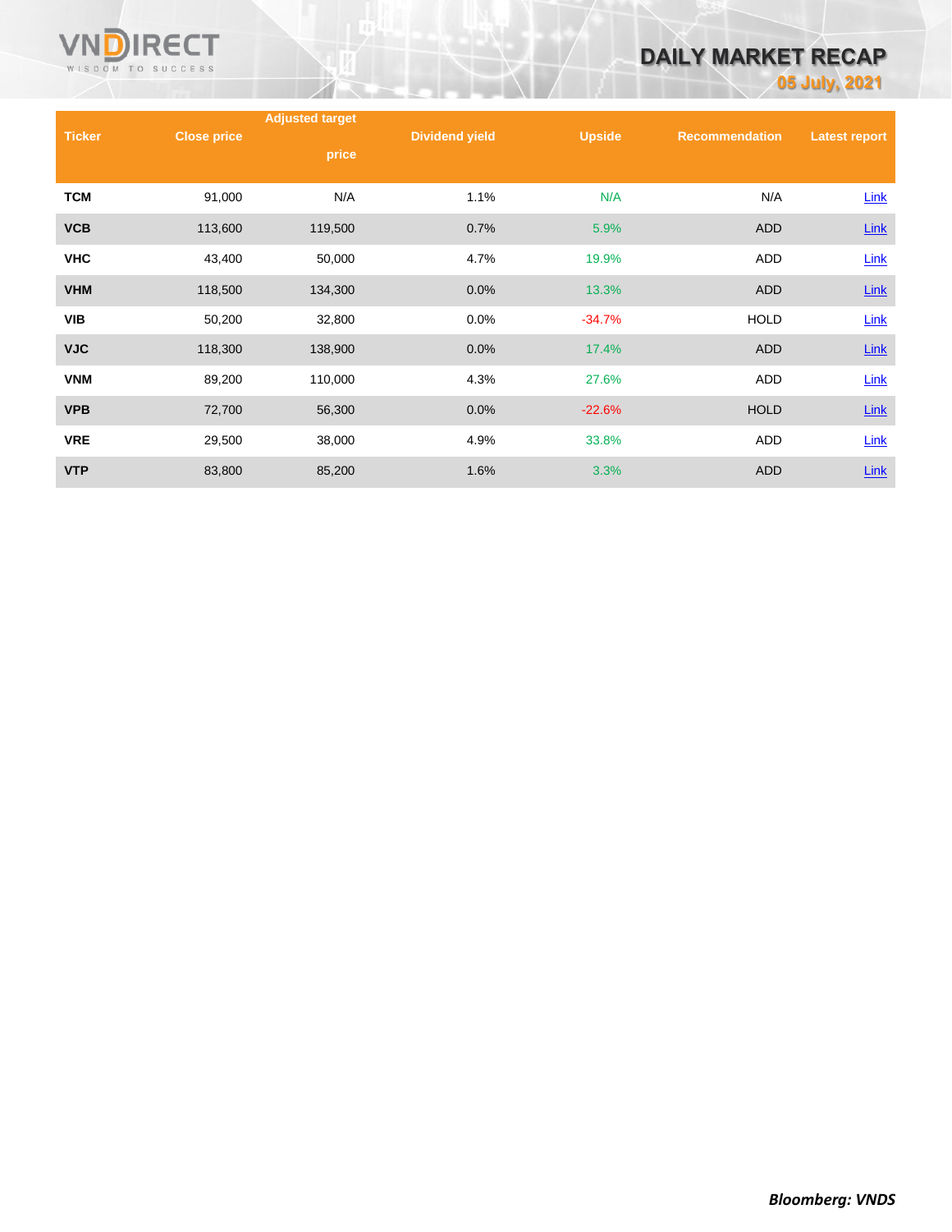| Ticker | Close price | Adjusted target price | Dividend yield | Upside | Recommendation | Latest report |
|---|---|---|---|---|---|---|
| TCM | 91,000 | N/A | 1.1% | N/A | N/A | Link |
| VCB | 113,600 | 119,500 | 0.7% | 5.9% | ADD | Link |
| VHC | 43,400 | 50,000 | 4.7% | 19.9% | ADD | Link |
| VHM | 118,500 | 134,300 | 0.0% | 13.3% | ADD | Link |
| VIB | 50,200 | 32,800 | 0.0% | -34.7% | HOLD | Link |
| VJC | 118,300 | 138,900 | 0.0% | 17.4% | ADD | Link |
| VNM | 89,200 | 110,000 | 4.3% | 27.6% | ADD | Link |
| VPB | 72,700 | 56,300 | 0.0% | -22.6% | HOLD | Link |
| VRE | 29,500 | 38,000 | 4.9% | 33.8% | ADD | Link |
| VTP | 83,800 | 85,200 | 1.6% | 3.3% | ADD | Link |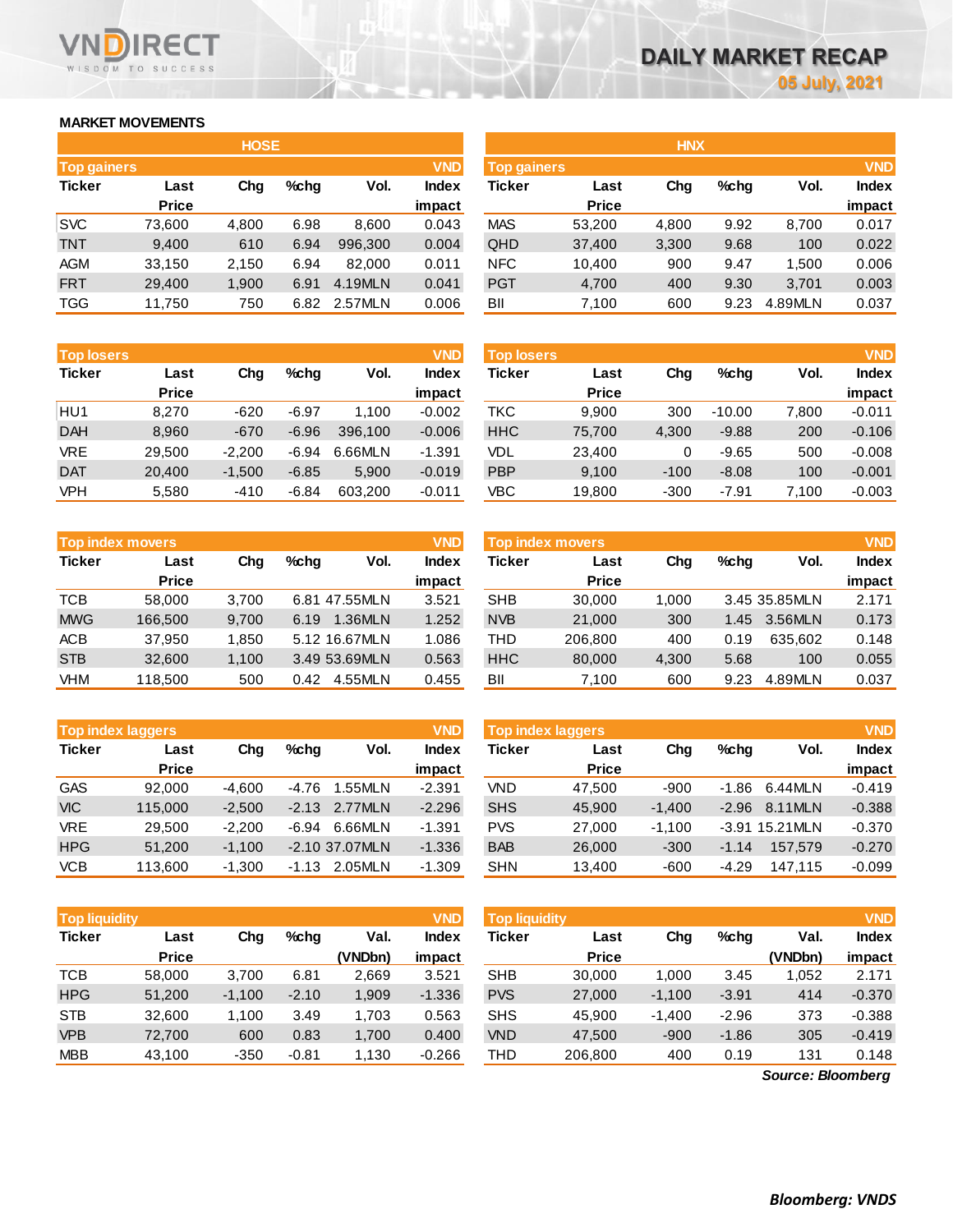# DAILY MARKET RECAP

05 July, 2021

## MARKET MOVEMENTS

### HOSE

| Top gainers | | | | | VND |
|---|---|---|---|---|---|
| Ticker | Last Price | Chg | %chg | Vol. | Index impact |
| SVC | 73,600 | 4,800 | 6.98 | 8,600 | 0.043 |
| TNT | 9,400 | 610 | 6.94 | 996,300 | 0.004 |
| AGM | 33,150 | 2,150 | 6.94 | 82,000 | 0.011 |
| FRT | 29,400 | 1,900 | 6.91 | 4.19MLN | 0.041 |
| TGG | 11,750 | 750 | 6.82 | 2.57MLN | 0.006 |

| Top losers | | | | | VND |
|---|---|---|---|---|---|
| Ticker | Last Price | Chg | %chg | Vol. | Index impact |
| HU1 | 8,270 | -620 | -6.97 | 1,100 | -0.002 |
| DAH | 8,960 | -670 | -6.96 | 396,100 | -0.006 |
| VRE | 29,500 | -2,200 | -6.94 | 6.66MLN | -1.391 |
| DAT | 20,400 | -1,500 | -6.85 | 5,900 | -0.019 |
| VPH | 5,580 | -410 | -6.84 | 603,200 | -0.011 |

| Top index movers | | | | | VND |
|---|---|---|---|---|---|
| Ticker | Last Price | Chg | %chg | Vol. | Index impact |
| TCB | 58,000 | 3,700 | 6.81 | 47.55MLN | 3.521 |
| MWG | 166,500 | 9,700 | 6.19 | 1.36MLN | 1.252 |
| ACB | 37,950 | 1,850 | 5.12 | 16.67MLN | 1.086 |
| STB | 32,600 | 1,100 | 3.49 | 53.69MLN | 0.563 |
| VHM | 118,500 | 500 | 0.42 | 4.55MLN | 0.455 |

| Top index laggers | | | | | VND |
|---|---|---|---|---|---|
| Ticker | Last Price | Chg | %chg | Vol. | Index impact |
| GAS | 92,000 | -4,600 | -4.76 | 1.55MLN | -2.391 |
| VIC | 115,000 | -2,500 | -2.13 | 2.77MLN | -2.296 |
| VRE | 29,500 | -2,200 | -6.94 | 6.66MLN | -1.391 |
| HPG | 51,200 | -1,100 | -2.10 | 37.07MLN | -1.336 |
| VCB | 113,600 | -1,300 | -1.13 | 2.05MLN | -1.309 |

| Top liquidity | | | | | VND |
|---|---|---|---|---|---|
| Ticker | Last Price | Chg | %chg | Val. (VNDbn) | Index impact |
| TCB | 58,000 | 3,700 | 6.81 | 2,669 | 3.521 |
| HPG | 51,200 | -1,100 | -2.10 | 1,909 | -1.336 |
| STB | 32,600 | 1,100 | 3.49 | 1,703 | 0.563 |
| VPB | 72,700 | 600 | 0.83 | 1,700 | 0.400 |
| MBB | 43,100 | -350 | -0.81 | 1,130 | -0.266 |

### HNX

| Top gainers | | | | | VND |
|---|---|---|---|---|---|
| Ticker | Last Price | Chg | %chg | Vol. | Index impact |
| MAS | 53,200 | 4,800 | 9.92 | 8,700 | 0.017 |
| QHD | 37,400 | 3,300 | 9.68 | 100 | 0.022 |
| NFC | 10,400 | 900 | 9.47 | 1,500 | 0.006 |
| PGT | 4,700 | 400 | 9.30 | 3,701 | 0.003 |
| BII | 7,100 | 600 | 9.23 | 4.89MLN | 0.037 |

| Top losers | | | | | VND |
|---|---|---|---|---|---|
| Ticker | Last Price | Chg | %chg | Vol. | Index impact |
| TKC | 9,900 | 300 | -10.00 | 7,800 | -0.011 |
| HHC | 75,700 | 4,300 | -9.88 | 200 | -0.106 |
| VDL | 23,400 | 0 | -9.65 | 500 | -0.008 |
| PBP | 9,100 | -100 | -8.08 | 100 | -0.001 |
| VBC | 19,800 | -300 | -7.91 | 7,100 | -0.003 |

| Top index movers | | | | | VND |
|---|---|---|---|---|---|
| Ticker | Last Price | Chg | %chg | Vol. | Index impact |
| SHB | 30,000 | 1,000 | 3.45 | 35.85MLN | 2.171 |
| NVB | 21,000 | 300 | 1.45 | 3.56MLN | 0.173 |
| THD | 206,800 | 400 | 0.19 | 635,602 | 0.148 |
| HHC | 80,000 | 4,300 | 5.68 | 100 | 0.055 |
| BII | 7,100 | 600 | 9.23 | 4.89MLN | 0.037 |

| Top index laggers | | | | | VND |
|---|---|---|---|---|---|
| Ticker | Last Price | Chg | %chg | Vol. | Index impact |
| VND | 47,500 | -900 | -1.86 | 6.44MLN | -0.419 |
| SHS | 45,900 | -1,400 | -2.96 | 8.11MLN | -0.388 |
| PVS | 27,000 | -1,100 | -3.91 | 15.21MLN | -0.370 |
| BAB | 26,000 | -300 | -1.14 | 157,579 | -0.270 |
| SHN | 13,400 | -600 | -4.29 | 147,115 | -0.099 |

| Top liquidity | | | | | VND |
|---|---|---|---|---|---|
| Ticker | Last Price | Chg | %chg | Val. (VNDbn) | Index impact |
| SHB | 30,000 | 1,000 | 3.45 | 1,052 | 2.171 |
| PVS | 27,000 | -1,100 | -3.91 | 414 | -0.370 |
| SHS | 45,900 | -1,400 | -2.96 | 373 | -0.388 |
| VND | 47,500 | -900 | -1.86 | 305 | -0.419 |
| THD | 206,800 | 400 | 0.19 | 131 | 0.148 |

*Source: Bloomberg*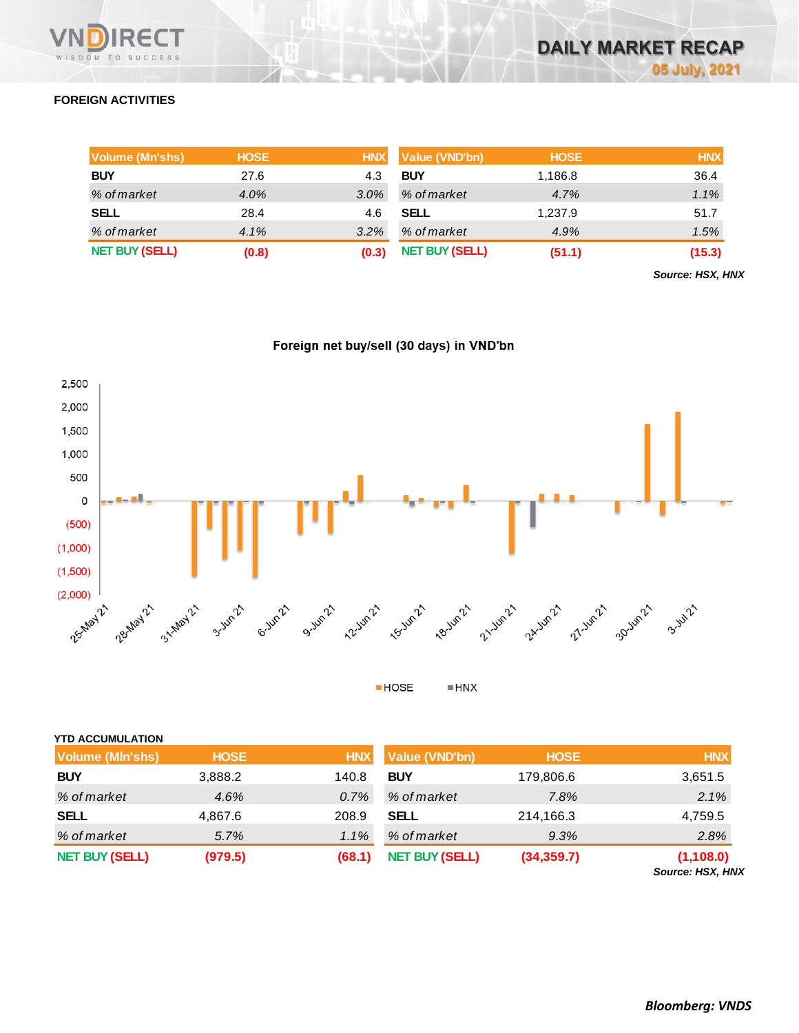## FOREIGN ACTIVITIES

| Volume (Mn'shs) | HOSE | HNX | Value (VND'bn) | HOSE | HNX |
|---|---|---|---|---|---|
| **BUY** | 27.6 | 4.3 | **BUY** | 1,186.8 | 36.4 |
| *% of market* | *4.0%* | *3.0%* | *% of market* | *4.7%* | *1.1%* |
| **SELL** | 28.4 | 4.6 | **SELL** | 1,237.9 | 51.7 |
| *% of market* | *4.1%* | *3.2%* | *% of market* | *4.9%* | *1.5%* |
| **NET BUY (SELL)** | **(0.8)** | **(0.3)** | **NET BUY (SELL)** | **(51.1)** | **(15.3)** |

***Source: HSX, HNX***

**Foreign net buy/sell (30 days) in VND'bn**

HOSE HNX

### YTD ACCUMULATION

| Volume (Mln'shs) | HOSE | HNX | Value (VND'bn) | HOSE | HNX |
|---|---|---|---|---|---|
| **BUY** | 3,888.2 | 140.8 | **BUY** | 179,806.6 | 3,651.5 |
| *% of market* | *4.6%* | *0.7%* | *% of market* | *7.8%* | *2.1%* |
| **SELL** | 4,867.6 | 208.9 | **SELL** | 214,166.3 | 4,759.5 |
| *% of market* | *5.7%* | *1.1%* | *% of market* | *9.3%* | *2.8%* |
| **NET BUY (SELL)** | **(979.5)** | **(68.1)** | **NET BUY (SELL)** | **(34,359.7)** | **(1,108.0)** |

***Source: HSX, HNX***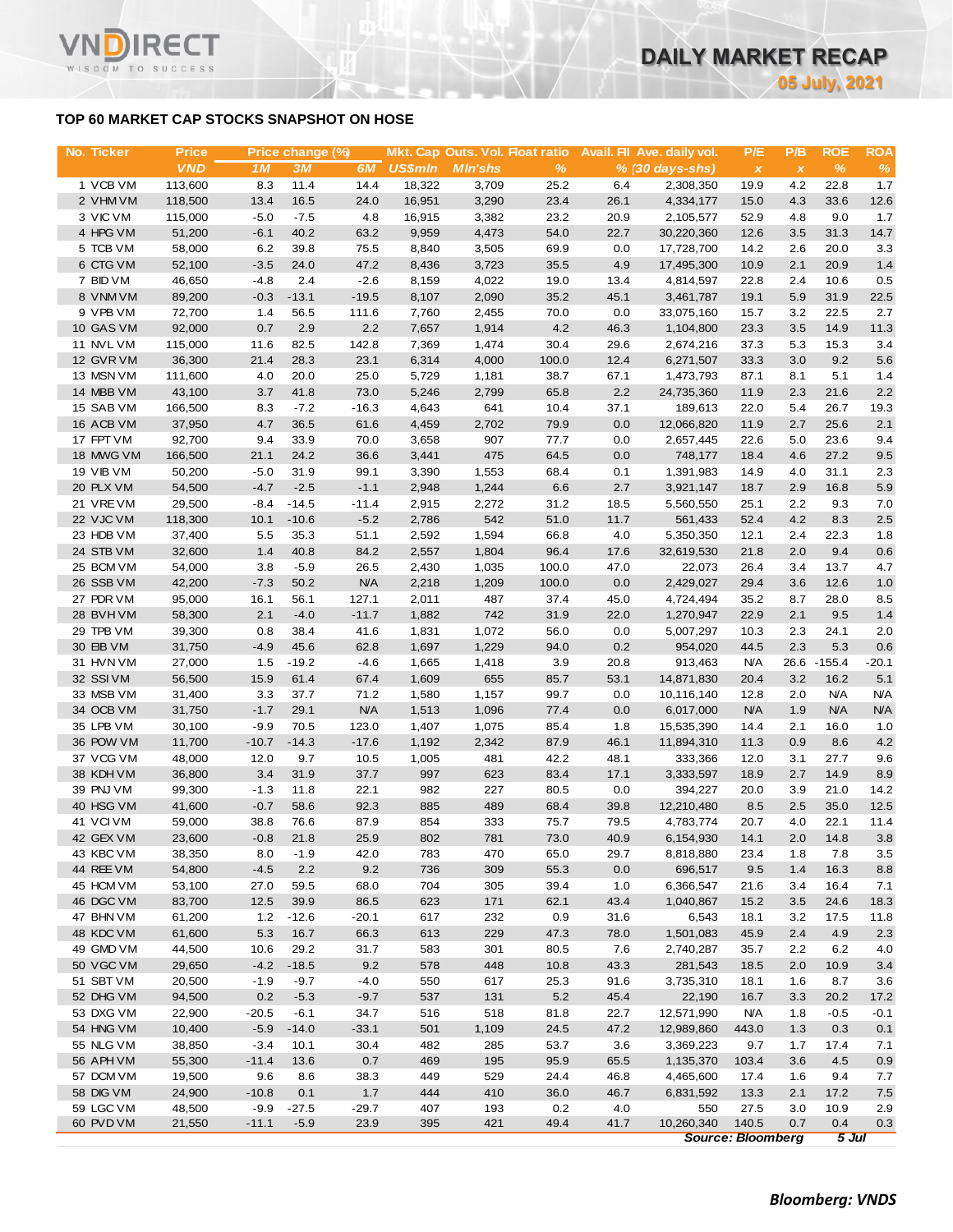## TOP 60 MARKET CAP STOCKS SNAPSHOT ON HOSE

| No. | Ticker | Price | Price change (%) | | | Mkt. Cap | Outs. Vol. | Float ratio | Avail. FII | Ave. daily vol. | P/E | P/B | ROE | ROA |
|---|---|---|---|---|---|---|---|---|---|---|---|---|---|---|
| | | VND | 1M | 3M | 6M | US$mln | Mln'shs | % | % | (30 days-shs) | x | x | % | % |
| 1 | VCB VM | 113,600 | 8.3 | 11.4 | 14.4 | 18,322 | 3,709 | 25.2 | 6.4 | 2,308,350 | 19.9 | 4.2 | 22.8 | 1.7 |
| 2 | VHM VM | 118,500 | 13.4 | 16.5 | 24.0 | 16,951 | 3,290 | 23.4 | 26.1 | 4,334,177 | 15.0 | 4.3 | 33.6 | 12.6 |
| 3 | VIC VM | 115,000 | -5.0 | -7.5 | 4.8 | 16,915 | 3,382 | 23.2 | 20.9 | 2,105,577 | 52.9 | 4.8 | 9.0 | 1.7 |
| 4 | HPG VM | 51,200 | -6.1 | 40.2 | 63.2 | 9,959 | 4,473 | 54.0 | 22.7 | 30,220,360 | 12.6 | 3.5 | 31.3 | 14.7 |
| 5 | TCB VM | 58,000 | 6.2 | 39.8 | 75.5 | 8,840 | 3,505 | 69.9 | 0.0 | 17,728,700 | 14.2 | 2.6 | 20.0 | 3.3 |
| 6 | CTG VM | 52,100 | -3.5 | 24.0 | 47.2 | 8,436 | 3,723 | 35.5 | 4.9 | 17,495,300 | 10.9 | 2.1 | 20.9 | 1.4 |
| 7 | BID VM | 46,650 | -4.8 | 2.4 | -2.6 | 8,159 | 4,022 | 19.0 | 13.4 | 4,814,597 | 22.8 | 2.4 | 10.6 | 0.5 |
| 8 | VNM VM | 89,200 | -0.3 | -13.1 | -19.5 | 8,107 | 2,090 | 35.2 | 45.1 | 3,461,787 | 19.1 | 5.9 | 31.9 | 22.5 |
| 9 | VPB VM | 72,700 | 1.4 | 56.5 | 111.6 | 7,760 | 2,455 | 70.0 | 0.0 | 33,075,160 | 15.7 | 3.2 | 22.5 | 2.7 |
| 10 | GAS VM | 92,000 | 0.7 | 2.9 | 2.2 | 7,657 | 1,914 | 4.2 | 46.3 | 1,104,800 | 23.3 | 3.5 | 14.9 | 11.3 |
| 11 | NVL VM | 115,000 | 11.6 | 82.5 | 142.8 | 7,369 | 1,474 | 30.4 | 29.6 | 2,674,216 | 37.3 | 5.3 | 15.3 | 3.4 |
| 12 | GVR VM | 36,300 | 21.4 | 28.3 | 23.1 | 6,314 | 4,000 | 100.0 | 12.4 | 6,271,507 | 33.3 | 3.0 | 9.2 | 5.6 |
| 13 | MSN VM | 111,600 | 4.0 | 20.0 | 25.0 | 5,729 | 1,181 | 38.7 | 67.1 | 1,473,793 | 87.1 | 8.1 | 5.1 | 1.4 |
| 14 | MBB VM | 43,100 | 3.7 | 41.8 | 73.0 | 5,246 | 2,799 | 65.8 | 2.2 | 24,735,360 | 11.9 | 2.3 | 21.6 | 2.2 |
| 15 | SAB VM | 166,500 | 8.3 | -7.2 | -16.3 | 4,643 | 641 | 10.4 | 37.1 | 189,613 | 22.0 | 5.4 | 26.7 | 19.3 |
| 16 | ACB VM | 37,950 | 4.7 | 36.5 | 61.6 | 4,459 | 2,702 | 79.9 | 0.0 | 12,066,820 | 11.9 | 2.7 | 25.6 | 2.1 |
| 17 | FPT VM | 92,700 | 9.4 | 33.9 | 70.0 | 3,658 | 907 | 77.7 | 0.0 | 2,657,445 | 22.6 | 5.0 | 23.6 | 9.4 |
| 18 | MWG VM | 166,500 | 21.1 | 24.2 | 36.6 | 3,441 | 475 | 64.5 | 0.0 | 748,177 | 18.4 | 4.6 | 27.2 | 9.5 |
| 19 | VIB VM | 50,200 | -5.0 | 31.9 | 99.1 | 3,390 | 1,553 | 68.4 | 0.1 | 1,391,983 | 14.9 | 4.0 | 31.1 | 2.3 |
| 20 | PLX VM | 54,500 | -4.7 | -2.5 | -1.1 | 2,948 | 1,244 | 6.6 | 2.7 | 3,921,147 | 18.7 | 2.9 | 16.8 | 5.9 |
| 21 | VRE VM | 29,500 | -8.4 | -14.5 | -11.4 | 2,915 | 2,272 | 31.2 | 18.5 | 5,560,550 | 25.1 | 2.2 | 9.3 | 7.0 |
| 22 | VJC VM | 118,300 | 10.1 | -10.6 | -5.2 | 2,786 | 542 | 51.0 | 11.7 | 561,433 | 52.4 | 4.2 | 8.3 | 2.5 |
| 23 | HDB VM | 37,400 | 5.5 | 35.3 | 51.1 | 2,592 | 1,594 | 66.8 | 4.0 | 5,350,350 | 12.1 | 2.4 | 22.3 | 1.8 |
| 24 | STB VM | 32,600 | 1.4 | 40.8 | 84.2 | 2,557 | 1,804 | 96.4 | 17.6 | 32,619,530 | 21.8 | 2.0 | 9.4 | 0.6 |
| 25 | BCM VM | 54,000 | 3.8 | -5.9 | 26.5 | 2,430 | 1,035 | 100.0 | 47.0 | 22,073 | 26.4 | 3.4 | 13.7 | 4.7 |
| 26 | SSB VM | 42,200 | -7.3 | 50.2 | N/A | 2,218 | 1,209 | 100.0 | 0.0 | 2,429,027 | 29.4 | 3.6 | 12.6 | 1.0 |
| 27 | PDR VM | 95,000 | 16.1 | 56.1 | 127.1 | 2,011 | 487 | 37.4 | 45.0 | 4,724,494 | 35.2 | 8.7 | 28.0 | 8.5 |
| 28 | BVH VM | 58,300 | 2.1 | -4.0 | -11.7 | 1,882 | 742 | 31.9 | 22.0 | 1,270,947 | 22.9 | 2.1 | 9.5 | 1.4 |
| 29 | TPB VM | 39,300 | 0.8 | 38.4 | 41.6 | 1,831 | 1,072 | 56.0 | 0.0 | 5,007,297 | 10.3 | 2.3 | 24.1 | 2.0 |
| 30 | EIB VM | 31,750 | -4.9 | 45.6 | 62.8 | 1,697 | 1,229 | 94.0 | 0.2 | 954,020 | 44.5 | 2.3 | 5.3 | 0.6 |
| 31 | HVN VM | 27,000 | 1.5 | -19.2 | -4.6 | 1,665 | 1,418 | 3.9 | 20.8 | 913,463 | N/A | 26.6 | -155.4 | -20.1 |
| 32 | SSI VM | 56,500 | 15.9 | 61.4 | 67.4 | 1,609 | 655 | 85.7 | 53.1 | 14,871,830 | 20.4 | 3.2 | 16.2 | 5.1 |
| 33 | MSB VM | 31,400 | 3.3 | 37.7 | 71.2 | 1,580 | 1,157 | 99.7 | 0.0 | 10,116,140 | 12.8 | 2.0 | N/A | N/A |
| 34 | OCB VM | 31,750 | -1.7 | 29.1 | N/A | 1,513 | 1,096 | 77.4 | 0.0 | 6,017,000 | N/A | 1.9 | N/A | N/A |
| 35 | LPB VM | 30,100 | -9.9 | 70.5 | 123.0 | 1,407 | 1,075 | 85.4 | 1.8 | 15,535,390 | 14.4 | 2.1 | 16.0 | 1.0 |
| 36 | POW VM | 11,700 | -10.7 | -14.3 | -17.6 | 1,192 | 2,342 | 87.9 | 46.1 | 11,894,310 | 11.3 | 0.9 | 8.6 | 4.2 |
| 37 | VCG VM | 48,000 | 12.0 | 9.7 | 10.5 | 1,005 | 481 | 42.2 | 48.1 | 333,366 | 12.0 | 3.1 | 27.7 | 9.6 |
| 38 | KDH VM | 36,800 | 3.4 | 31.9 | 37.7 | 997 | 623 | 83.4 | 17.1 | 3,333,597 | 18.9 | 2.7 | 14.9 | 8.9 |
| 39 | PNJ VM | 99,300 | -1.3 | 11.8 | 22.1 | 982 | 227 | 80.5 | 0.0 | 394,227 | 20.0 | 3.9 | 21.0 | 14.2 |
| 40 | HSG VM | 41,600 | -0.7 | 58.6 | 92.3 | 885 | 489 | 68.4 | 39.8 | 12,210,480 | 8.5 | 2.5 | 35.0 | 12.5 |
| 41 | VCI VM | 59,000 | 38.8 | 76.6 | 87.9 | 854 | 333 | 75.7 | 79.5 | 4,783,774 | 20.7 | 4.0 | 22.1 | 11.4 |
| 42 | GEX VM | 23,600 | -0.8 | 21.8 | 25.9 | 802 | 781 | 73.0 | 40.9 | 6,154,930 | 14.1 | 2.0 | 14.8 | 3.8 |
| 43 | KBC VM | 38,350 | 8.0 | -1.9 | 42.0 | 783 | 470 | 65.0 | 29.7 | 8,818,880 | 23.4 | 1.8 | 7.8 | 3.5 |
| 44 | REE VM | 54,800 | -4.5 | 2.2 | 9.2 | 736 | 309 | 55.3 | 0.0 | 696,517 | 9.5 | 1.4 | 16.3 | 8.8 |
| 45 | HCM VM | 53,100 | 27.0 | 59.5 | 68.0 | 704 | 305 | 39.4 | 1.0 | 6,366,547 | 21.6 | 3.4 | 16.4 | 7.1 |
| 46 | DGC VM | 83,700 | 12.5 | 39.9 | 86.5 | 623 | 171 | 62.1 | 43.4 | 1,040,867 | 15.2 | 3.5 | 24.6 | 18.3 |
| 47 | BHN VM | 61,200 | 1.2 | -12.6 | -20.1 | 617 | 232 | 0.9 | 31.6 | 6,543 | 18.1 | 3.2 | 17.5 | 11.8 |
| 48 | KDC VM | 61,600 | 5.3 | 16.7 | 66.3 | 613 | 229 | 47.3 | 78.0 | 1,501,083 | 45.9 | 2.4 | 4.9 | 2.3 |
| 49 | GMD VM | 44,500 | 10.6 | 29.2 | 31.7 | 583 | 301 | 80.5 | 7.6 | 2,740,287 | 35.7 | 2.2 | 6.2 | 4.0 |
| 50 | VGC VM | 29,650 | -4.2 | -18.5 | 9.2 | 578 | 448 | 10.8 | 43.3 | 281,543 | 18.5 | 2.0 | 10.9 | 3.4 |
| 51 | SBT VM | 20,500 | -1.9 | -9.7 | -4.0 | 550 | 617 | 25.3 | 91.6 | 3,735,310 | 18.1 | 1.6 | 8.7 | 3.6 |
| 52 | DHG VM | 94,500 | 0.2 | -5.3 | -9.7 | 537 | 131 | 5.2 | 45.4 | 22,190 | 16.7 | 3.3 | 20.2 | 17.2 |
| 53 | DXG VM | 22,900 | -20.5 | -6.1 | 34.7 | 516 | 518 | 81.8 | 22.7 | 12,571,990 | N/A | 1.8 | -0.5 | -0.1 |
| 54 | HNG VM | 10,400 | -5.9 | -14.0 | -33.1 | 501 | 1,109 | 24.5 | 47.2 | 12,989,860 | 443.0 | 1.3 | 0.3 | 0.1 |
| 55 | NLG VM | 38,850 | -3.4 | 10.1 | 30.4 | 482 | 285 | 53.7 | 3.6 | 3,369,223 | 9.7 | 1.7 | 17.4 | 7.1 |
| 56 | APH VM | 55,300 | -11.4 | 13.6 | 0.7 | 469 | 195 | 95.9 | 65.5 | 1,135,370 | 103.4 | 3.6 | 4.5 | 0.9 |
| 57 | DCM VM | 19,500 | 9.6 | 8.6 | 38.3 | 449 | 529 | 24.4 | 46.8 | 4,465,600 | 17.4 | 1.6 | 9.4 | 7.7 |
| 58 | DIG VM | 24,900 | -10.8 | 0.1 | 1.7 | 444 | 410 | 36.0 | 46.7 | 6,831,592 | 13.3 | 2.1 | 17.2 | 7.5 |
| 59 | LGC VM | 48,500 | -9.9 | -27.5 | -29.7 | 407 | 193 | 0.2 | 4.0 | 550 | 27.5 | 3.0 | 10.9 | 2.9 |
| 60 | PVD VM | 21,550 | -11.1 | -5.9 | 23.9 | 395 | 421 | 49.4 | 41.7 | 10,260,340 | 140.5 | 0.7 | 0.4 | 0.3 |

*Source: Bloomberg* *5 Jul*

***Bloomberg: VNDS***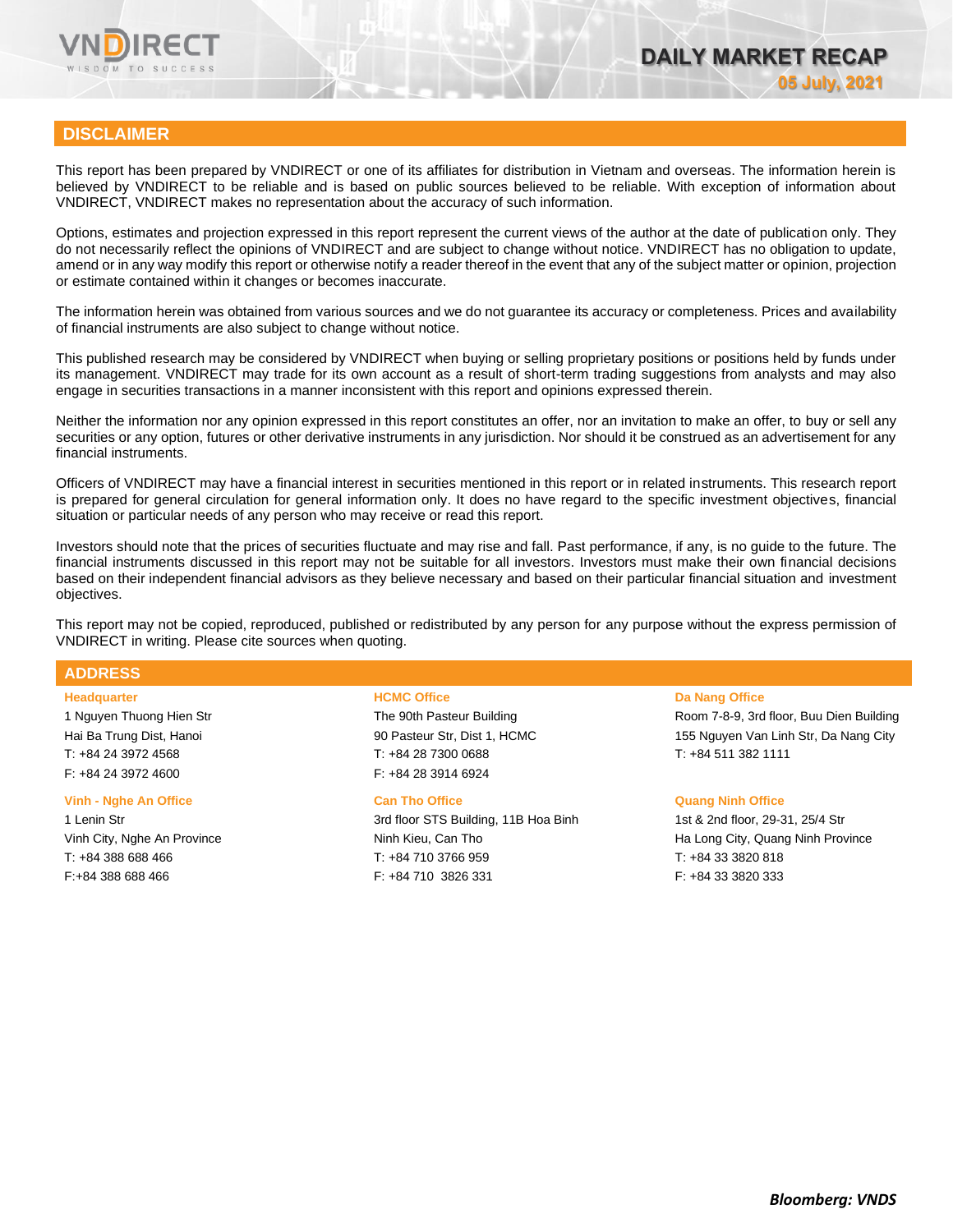## DISCLAIMER

This report has been prepared by VNDIRECT or one of its affiliates for distribution in Vietnam and overseas. The information herein is believed by VNDIRECT to be reliable and is based on public sources believed to be reliable. With exception of information about VNDIRECT, VNDIRECT makes no representation about the accuracy of such information.

Options, estimates and projection expressed in this report represent the current views of the author at the date of publication only. They do not necessarily reflect the opinions of VNDIRECT and are subject to change without notice. VNDIRECT has no obligation to update, amend or in any way modify this report or otherwise notify a reader thereof in the event that any of the subject matter or opinion, projection or estimate contained within it changes or becomes inaccurate.

The information herein was obtained from various sources and we do not guarantee its accuracy or completeness. Prices and availability of financial instruments are also subject to change without notice.

This published research may be considered by VNDIRECT when buying or selling proprietary positions or positions held by funds under its management. VNDIRECT may trade for its own account as a result of short-term trading suggestions from analysts and may also engage in securities transactions in a manner inconsistent with this report and opinions expressed therein.

Neither the information nor any opinion expressed in this report constitutes an offer, nor an invitation to make an offer, to buy or sell any securities or any option, futures or other derivative instruments in any jurisdiction. Nor should it be construed as an advertisement for any financial instruments.

Officers of VNDIRECT may have a financial interest in securities mentioned in this report or in related instruments. This research report is prepared for general circulation for general information only. It does no have regard to the specific investment objectives, financial situation or particular needs of any person who may receive or read this report.

Investors should note that the prices of securities fluctuate and may rise and fall. Past performance, if any, is no guide to the future. The financial instruments discussed in this report may not be suitable for all investors. Investors must make their own financial decisions based on their independent financial advisors as they believe necessary and based on their particular financial situation and investment objectives.

This report may not be copied, reproduced, published or redistributed by any person for any purpose without the express permission of VNDIRECT in writing. Please cite sources when quoting.

## ADDRESS

**Headquarter**
1 Nguyen Thuong Hien Str
Hai Ba Trung Dist, Hanoi
T: +84 24 3972 4568
F: +84 24 3972 4600

**HCMC Office**
The 90th Pasteur Building
90 Pasteur Str, Dist 1, HCMC
T: +84 28 7300 0688
F: +84 28 3914 6924

**Da Nang Office**
Room 7-8-9, 3rd floor, Buu Dien Building
155 Nguyen Van Linh Str, Da Nang City
T: +84 511 382 1111

**Vinh - Nghe An Office**
1 Lenin Str
Vinh City, Nghe An Province
T: +84 388 688 466
F:+84 388 688 466

**Can Tho Office**
3rd floor STS Building, 11B Hoa Binh
Ninh Kieu, Can Tho
T: +84 710 3766 959
F: +84 710 3826 331

**Quang Ninh Office**
1st & 2nd floor, 29-31, 25/4 Str
Ha Long City, Quang Ninh Province
T: +84 33 3820 818
F: +84 33 3820 333